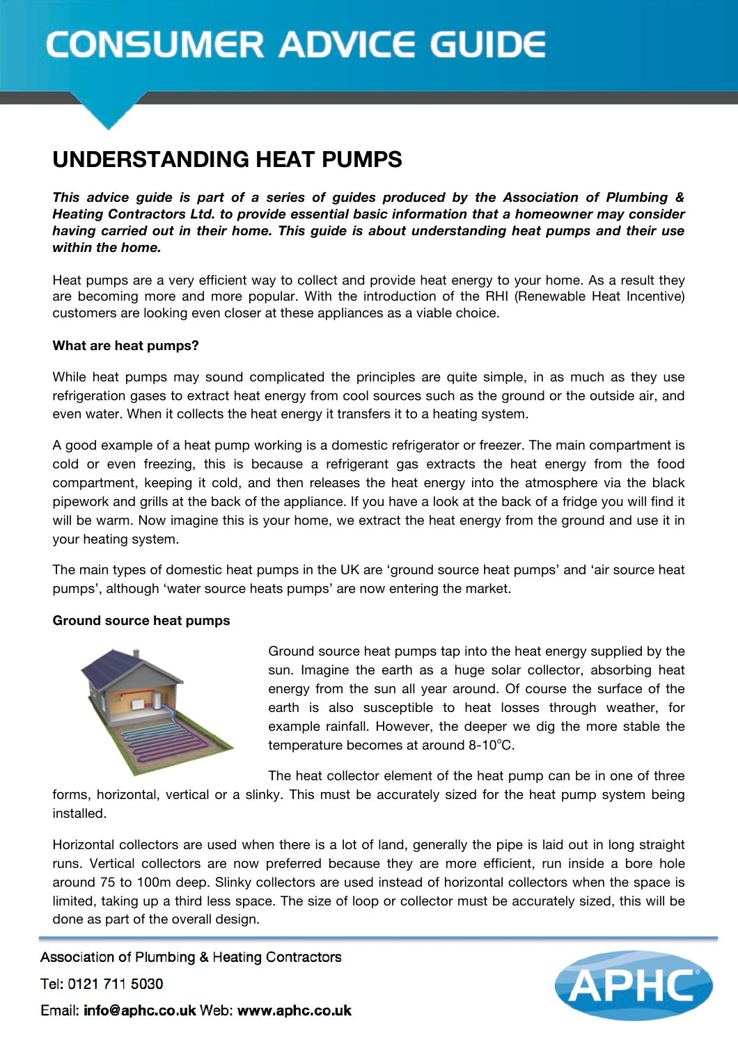# CONSUMER ADVICE GUIDE

## UNDERSTANDING HEAT PUMPS

***This advice guide is part of a series of guides produced by the Association of Plumbing & Heating Contractors Ltd. to provide essential basic information that a homeowner may consider having carried out in their home. This guide is about understanding heat pumps and their use within the home.***

Heat pumps are a very efficient way to collect and provide heat energy to your home. As a result they are becoming more and more popular. With the introduction of the RHI (Renewable Heat Incentive) customers are looking even closer at these appliances as a viable choice.

**What are heat pumps?**

While heat pumps may sound complicated the principles are quite simple, in as much as they use refrigeration gases to extract heat energy from cool sources such as the ground or the outside air, and even water. When it collects the heat energy it transfers it to a heating system.

A good example of a heat pump working is a domestic refrigerator or freezer. The main compartment is cold or even freezing, this is because a refrigerant gas extracts the heat energy from the food compartment, keeping it cold, and then releases the heat energy into the atmosphere via the black pipework and grills at the back of the appliance. If you have a look at the back of a fridge you will find it will be warm. Now imagine this is your home, we extract the heat energy from the ground and use it in your heating system.

The main types of domestic heat pumps in the UK are 'ground source heat pumps' and 'air source heat pumps', although 'water source heats pumps' are now entering the market.

**Ground source heat pumps**

Ground source heat pumps tap into the heat energy supplied by the sun. Imagine the earth as a huge solar collector, absorbing heat energy from the sun all year around. Of course the surface of the earth is also susceptible to heat losses through weather, for example rainfall. However, the deeper we dig the more stable the temperature becomes at around 8-10°C.

The heat collector element of the heat pump can be in one of three forms, horizontal, vertical or a slinky. This must be accurately sized for the heat pump system being installed.

Horizontal collectors are used when there is a lot of land, generally the pipe is laid out in long straight runs. Vertical collectors are now preferred because they are more efficient, run inside a bore hole around 75 to 100m deep. Slinky collectors are used instead of horizontal collectors when the space is limited, taking up a third less space. The size of loop or collector must be accurately sized, this will be done as part of the overall design.

Association of Plumbing & Heating Contractors
Tel: 0121 711 5030
Email: **info@aphc.co.uk** Web: **www.aphc.co.uk**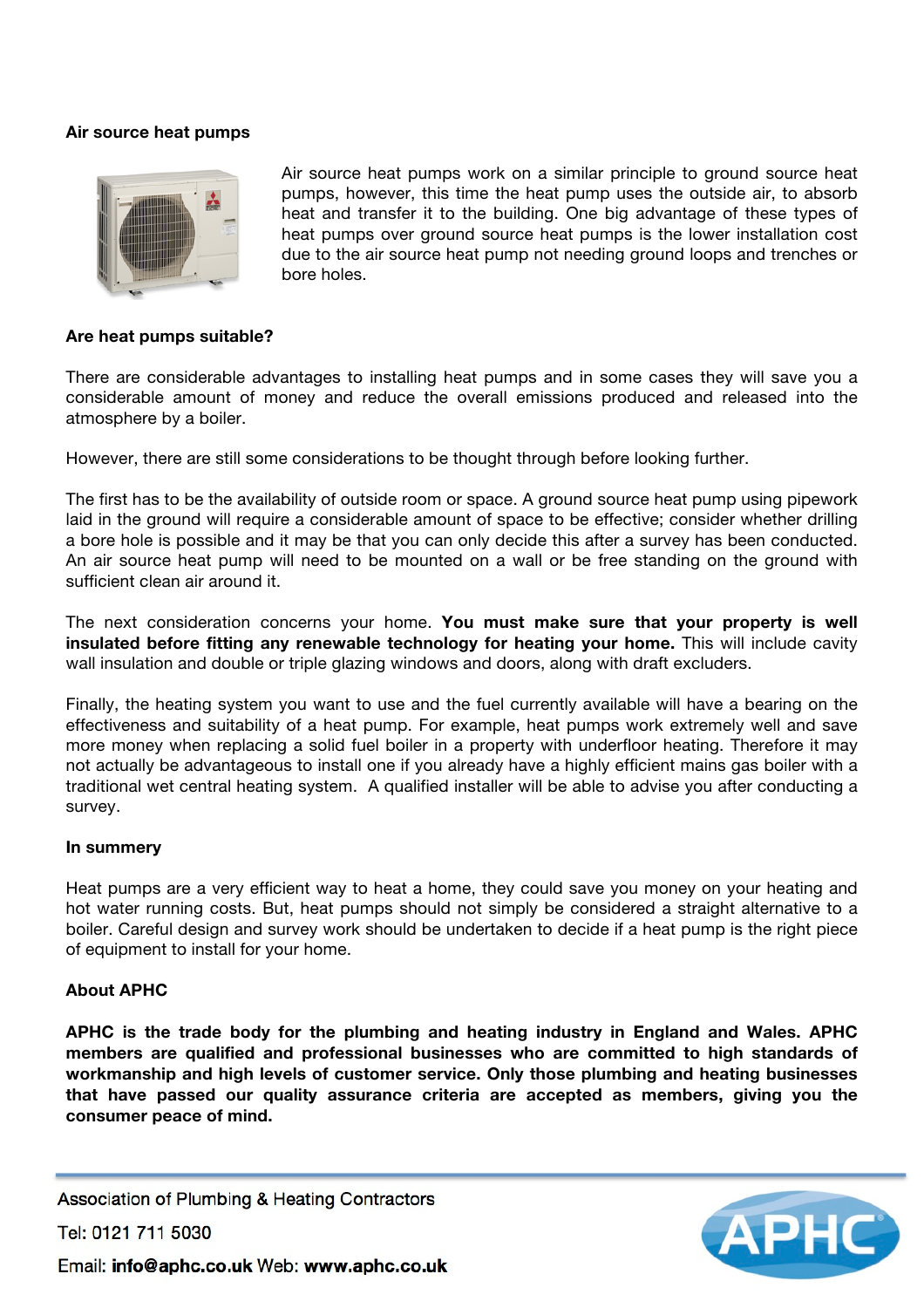**Air source heat pumps**

Air source heat pumps work on a similar principle to ground source heat pumps, however, this time the heat pump uses the outside air, to absorb heat and transfer it to the building. One big advantage of these types of heat pumps over ground source heat pumps is the lower installation cost due to the air source heat pump not needing ground loops and trenches or bore holes.

**Are heat pumps suitable?**

There are considerable advantages to installing heat pumps and in some cases they will save you a considerable amount of money and reduce the overall emissions produced and released into the atmosphere by a boiler.

However, there are still some considerations to be thought through before looking further.

The first has to be the availability of outside room or space. A ground source heat pump using pipework laid in the ground will require a considerable amount of space to be effective; consider whether drilling a bore hole is possible and it may be that you can only decide this after a survey has been conducted. An air source heat pump will need to be mounted on a wall or be free standing on the ground with sufficient clean air around it.

The next consideration concerns your home. **You must make sure that your property is well insulated before fitting any renewable technology for heating your home.** This will include cavity wall insulation and double or triple glazing windows and doors, along with draft excluders.

Finally, the heating system you want to use and the fuel currently available will have a bearing on the effectiveness and suitability of a heat pump. For example, heat pumps work extremely well and save more money when replacing a solid fuel boiler in a property with underfloor heating. Therefore it may not actually be advantageous to install one if you already have a highly efficient mains gas boiler with a traditional wet central heating system. A qualified installer will be able to advise you after conducting a survey.

**In summery**

Heat pumps are a very efficient way to heat a home, they could save you money on your heating and hot water running costs. But, heat pumps should not simply be considered a straight alternative to a boiler. Careful design and survey work should be undertaken to decide if a heat pump is the right piece of equipment to install for your home.

**About APHC**

**APHC is the trade body for the plumbing and heating industry in England and Wales. APHC members are qualified and professional businesses who are committed to high standards of workmanship and high levels of customer service. Only those plumbing and heating businesses that have passed our quality assurance criteria are accepted as members, giving you the consumer peace of mind.**

Association of Plumbing & Heating Contractors

Tel: 0121 711 5030

Email: **info@aphc.co.uk** Web: **www.aphc.co.uk**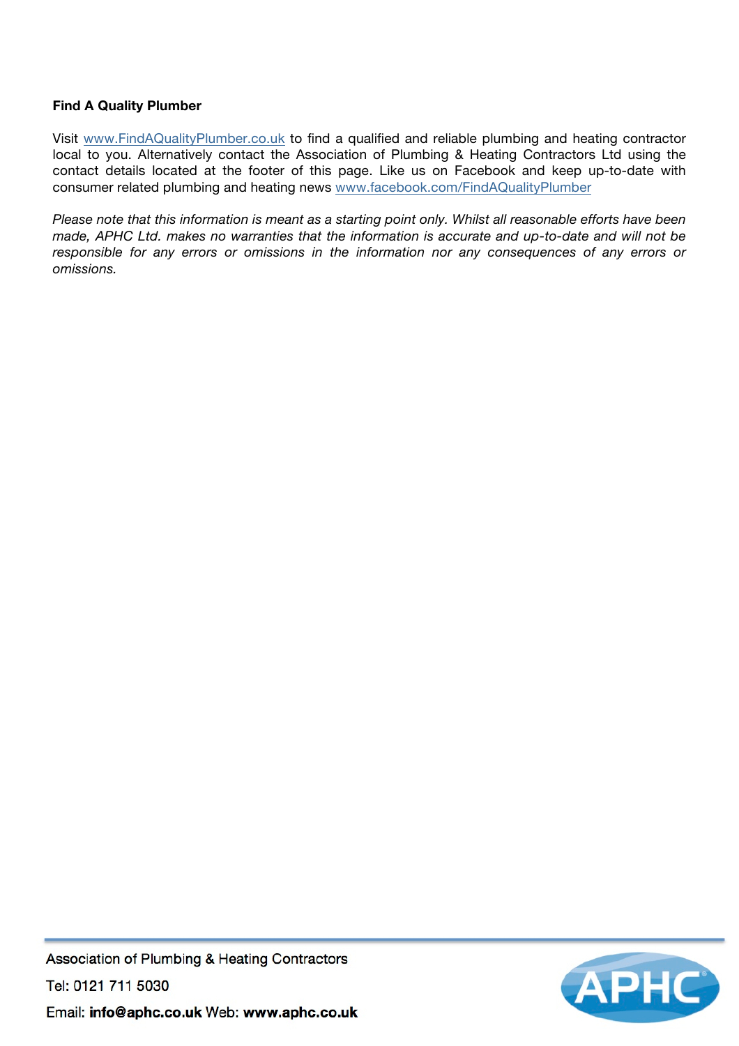**Find A Quality Plumber**

Visit www.FindAQualityPlumber.co.uk to find a qualified and reliable plumbing and heating contractor local to you. Alternatively contact the Association of Plumbing & Heating Contractors Ltd using the contact details located at the footer of this page. Like us on Facebook and keep up-to-date with consumer related plumbing and heating news www.facebook.com/FindAQualityPlumber

*Please note that this information is meant as a starting point only. Whilst all reasonable efforts have been made, APHC Ltd. makes no warranties that the information is accurate and up-to-date and will not be responsible for any errors or omissions in the information nor any consequences of any errors or omissions.*

Association of Plumbing & Heating Contractors

Tel: 0121 711 5030

Email: **info@aphc.co.uk** Web: **www.aphc.co.uk**